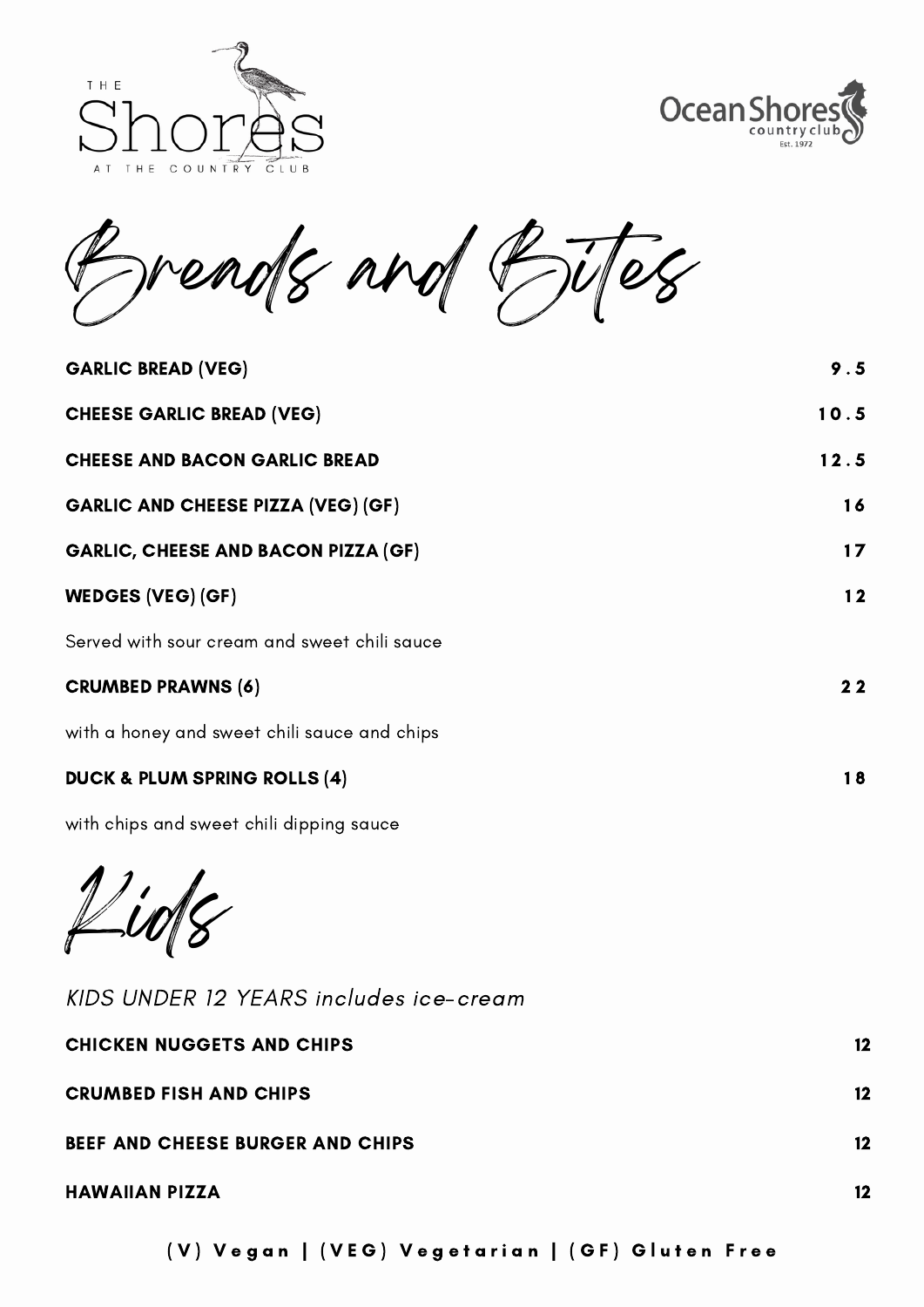THE
Shores
AT THE COUNTRY CLUB

Ocean Shores
country club
Est. 1972

# Breads and Bites

| | |
|---|---|
| **GARLIC BREAD (VEG)** | **9.5** |
| **CHEESE GARLIC BREAD (VEG)** | **10.5** |
| **CHEESE AND BACON GARLIC BREAD** | **12.5** |
| **GARLIC AND CHEESE PIZZA (VEG) (GF)** | **16** |
| **GARLIC, CHEESE AND BACON PIZZA (GF)** | **17** |
| **WEDGES (VEG) (GF)** | **12** |
| Served with sour cream and sweet chili sauce | |
| **CRUMBED PRAWNS (6)** | **22** |
| with a honey and sweet chili sauce and chips | |
| **DUCK & PLUM SPRING ROLLS (4)** | **18** |
| with chips and sweet chili dipping sauce | |

# Kids

*KIDS UNDER 12 YEARS includes ice-cream*

| | |
|---|---|
| **CHICKEN NUGGETS AND CHIPS** | **12** |
| **CRUMBED FISH AND CHIPS** | **12** |
| **BEEF AND CHEESE BURGER AND CHIPS** | **12** |
| **HAWAIIAN PIZZA** | **12** |

**(V) Vegan | (VEG) Vegetarian | (GF) Gluten Free**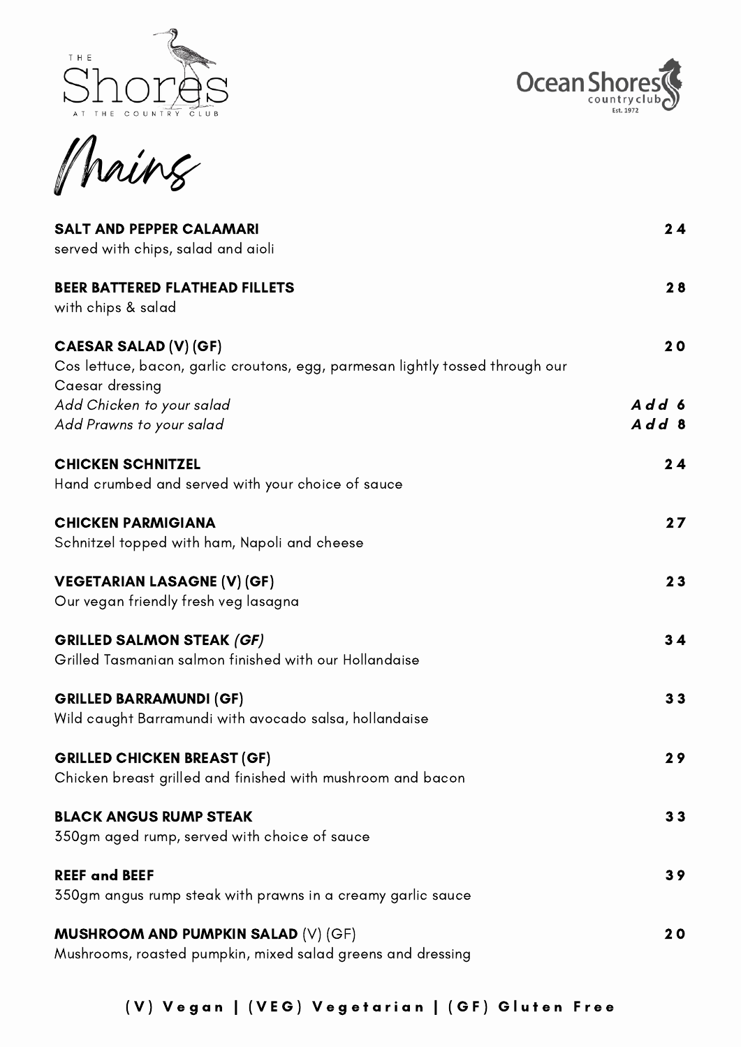THE Shores AT THE COUNTRY CLUB

Ocean Shores country club Est. 1972

# Mains

**SALT AND PEPPER CALAMARI** — **24**
served with chips, salad and aioli

**BEER BATTERED FLATHEAD FILLETS** — **28**
with chips & salad

**CAESAR SALAD (V) (GF)** — **20**
Cos lettuce, bacon, garlic croutons, egg, parmesan lightly tossed through our Caesar dressing
*Add Chicken to your salad* — ***Add 6***
*Add Prawns to your salad* — ***Add 8***

**CHICKEN SCHNITZEL** — **24**
Hand crumbed and served with your choice of sauce

**CHICKEN PARMIGIANA** — **27**
Schnitzel topped with ham, Napoli and cheese

**VEGETARIAN LASAGNE (V) (GF)** — **23**
Our vegan friendly fresh veg lasagna

**GRILLED SALMON STEAK *(GF)*** — **34**
Grilled Tasmanian salmon finished with our Hollandaise

**GRILLED BARRAMUNDI (GF)** — **33**
Wild caught Barramundi with avocado salsa, hollandaise

**GRILLED CHICKEN BREAST (GF)** — **29**
Chicken breast grilled and finished with mushroom and bacon

**BLACK ANGUS RUMP STEAK** — **33**
350gm aged rump, served with choice of sauce

**REEF and BEEF** — **39**
350gm angus rump steak with prawns in a creamy garlic sauce

**MUSHROOM AND PUMPKIN SALAD** (V) (GF) — **20**
Mushrooms, roasted pumpkin, mixed salad greens and dressing

**(V) Vegan | (VEG) Vegetarian | (GF) Gluten Free**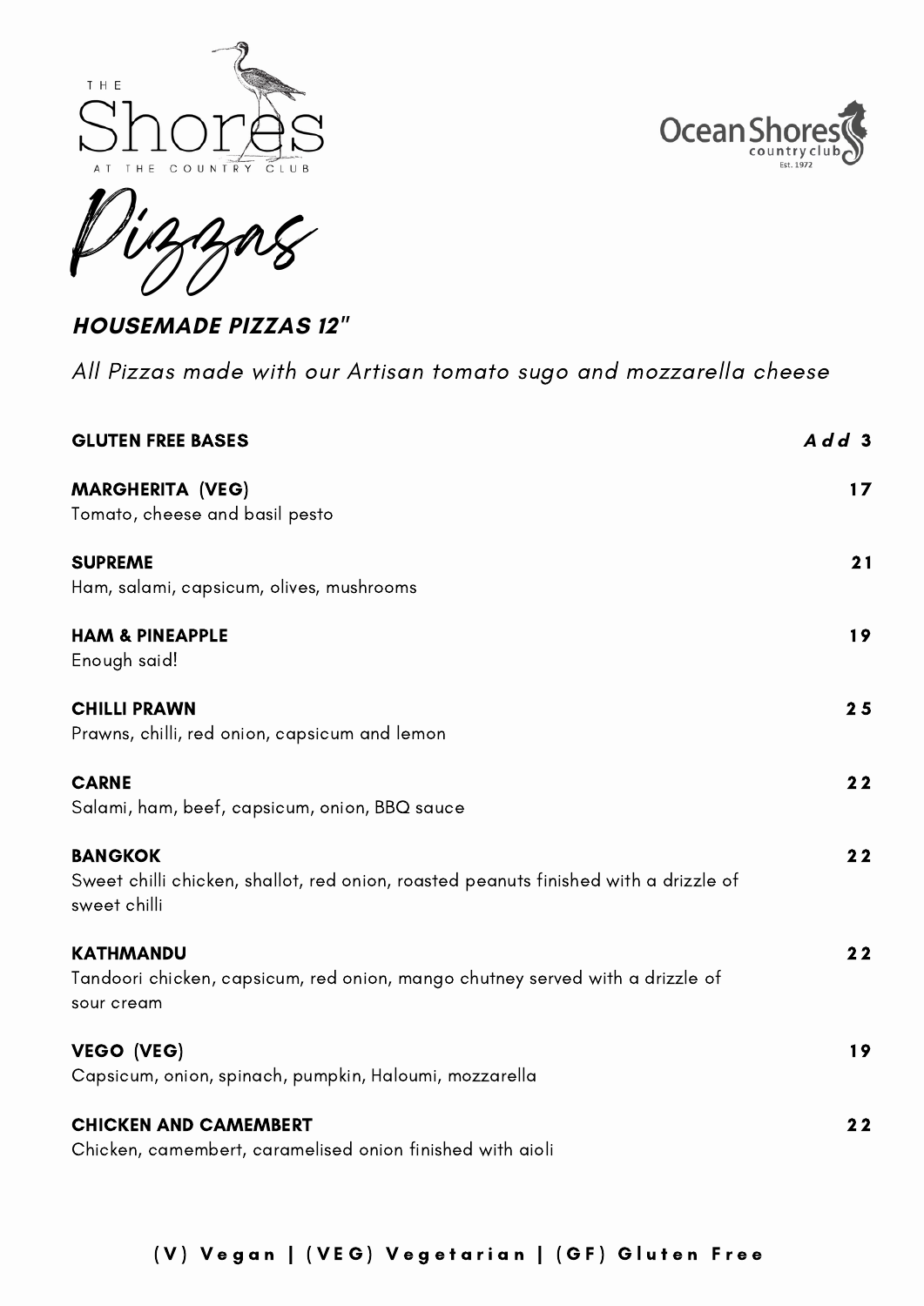THE Shores AT THE COUNTRY CLUB

Ocean Shores country club Est. 1972

# Pizzas

### *HOUSEMADE PIZZAS 12"*

*All Pizzas made with our Artisan tomato sugo and mozzarella cheese*

**GLUTEN FREE BASES** — *Add* **3**

**MARGHERITA (VEG)** — **17**
Tomato, cheese and basil pesto

**SUPREME** — **21**
Ham, salami, capsicum, olives, mushrooms

**HAM & PINEAPPLE** — **19**
Enough said!

**CHILLI PRAWN** — **25**
Prawns, chilli, red onion, capsicum and lemon

**CARNE** — **22**
Salami, ham, beef, capsicum, onion, BBQ sauce

**BANGKOK** — **22**
Sweet chilli chicken, shallot, red onion, roasted peanuts finished with a drizzle of sweet chilli

**KATHMANDU** — **22**
Tandoori chicken, capsicum, red onion, mango chutney served with a drizzle of sour cream

**VEGO (VEG)** — **19**
Capsicum, onion, spinach, pumpkin, Haloumi, mozzarella

**CHICKEN AND CAMEMBERT** — **22**
Chicken, camembert, caramelised onion finished with aioli

**(V) Vegan | (VEG) Vegetarian | (GF) Gluten Free**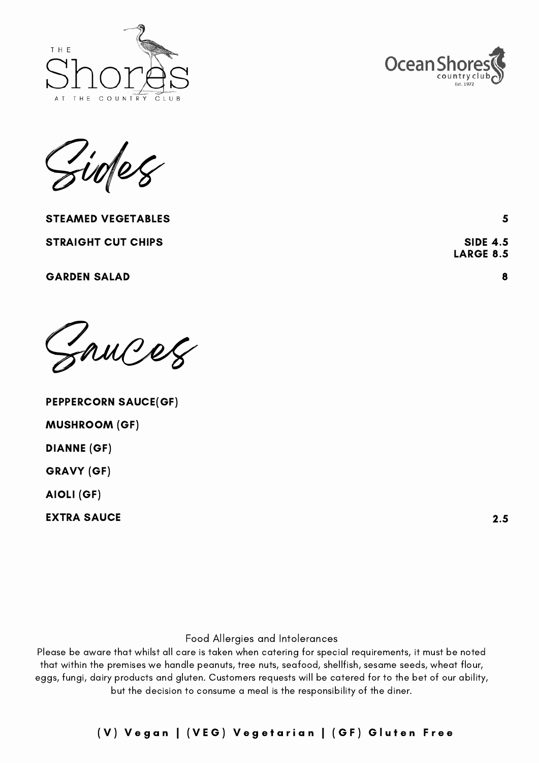# Sides

| | |
|---|---|
| **STEAMED VEGETABLES** | **5** |
| **STRAIGHT CUT CHIPS** | **SIDE 4.5**<br>**LARGE 8.5** |
| **GARDEN SALAD** | **8** |

# Sauces

| | |
|---|---|
| **PEPPERCORN SAUCE(GF)** | |
| **MUSHROOM (GF)** | |
| **DIANNE (GF)** | |
| **GRAVY (GF)** | |
| **AIOLI (GF)** | |
| **EXTRA SAUCE** | **2.5** |

Food Allergies and Intolerances

Please be aware that whilst all care is taken when catering for special requirements, it must be noted that within the premises we handle peanuts, tree nuts, seafood, shellfish, sesame seeds, wheat flour, eggs, fungi, dairy products and gluten. Customers requests will be catered for to the bet of our ability, but the decision to consume a meal is the responsibility of the diner.

**(V) Vegan | (VEG) Vegetarian | (GF) Gluten Free**